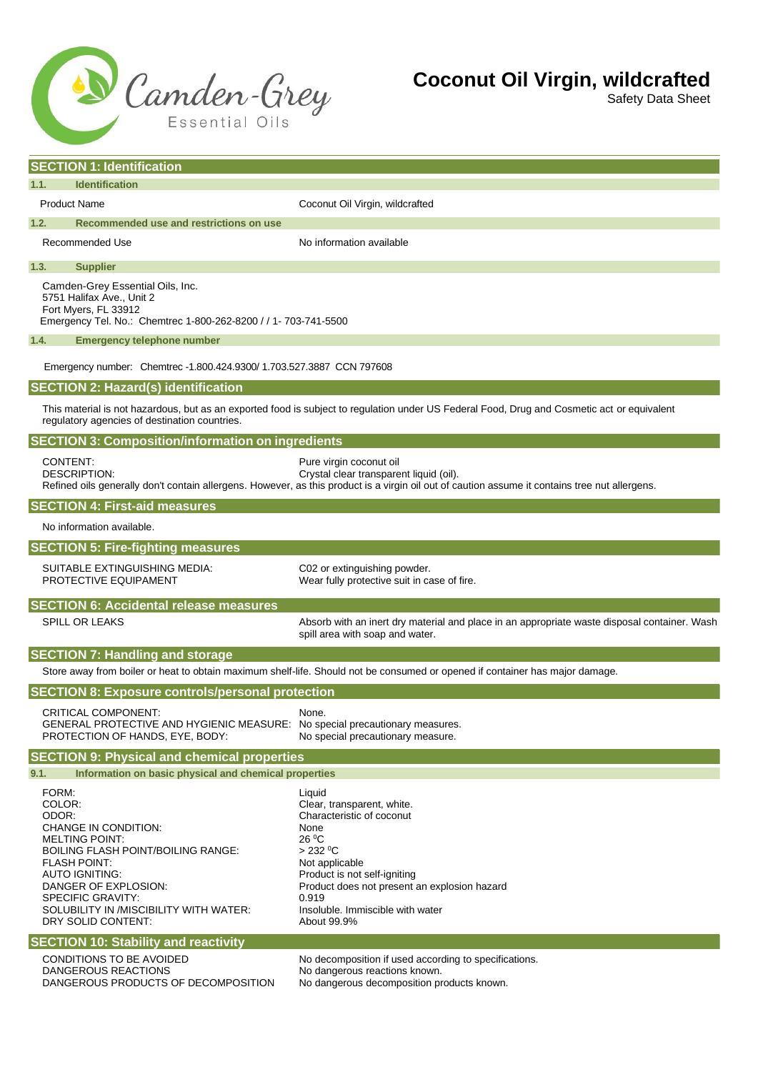# Coconut Oil Virgin, wildcrafted

Safety Data Sheet

## SECTION 1: Identification

### 1.1. Identification

| | |
|---|---|
| Product Name | Coconut Oil Virgin, wildcrafted |

### 1.2. Recommended use and restrictions on use

| | |
|---|---|
| Recommended Use | No information available |

### 1.3. Supplier

Camden-Grey Essential Oils, Inc.
5751 Halifax Ave., Unit 2
Fort Myers, FL 33912
Emergency Tel. No.: Chemtrec 1-800-262-8200 / / 1- 703-741-5500

### 1.4. Emergency telephone number

Emergency number: Chemtrec -1.800.424.9300/ 1.703.527.3887 CCN 797608

## SECTION 2: Hazard(s) identification

This material is not hazardous, but as an exported food is subject to regulation under US Federal Food, Drug and Cosmetic act or equivalent regulatory agencies of destination countries.

## SECTION 3: Composition/information on ingredients

| | |
|---|---|
| CONTENT: | Pure virgin coconut oil |
| DESCRIPTION: | Crystal clear transparent liquid (oil). |

Refined oils generally don't contain allergens. However, as this product is a virgin oil out of caution assume it contains tree nut allergens.

## SECTION 4: First-aid measures

No information available.

## SECTION 5: Fire-fighting measures

| | |
|---|---|
| SUITABLE EXTINGUISHING MEDIA: | C02 or extinguishing powder. |
| PROTECTIVE EQUIPAMENT | Wear fully protective suit in case of fire. |

## SECTION 6: Accidental release measures

| | |
|---|---|
| SPILL OR LEAKS | Absorb with an inert dry material and place in an appropriate waste disposal container. Wash spill area with soap and water. |

## SECTION 7: Handling and storage

Store away from boiler or heat to obtain maximum shelf-life. Should not be consumed or opened if container has major damage.

## SECTION 8: Exposure controls/personal protection

| | |
|---|---|
| CRITICAL COMPONENT: | None. |
| GENERAL PROTECTIVE AND HYGIENIC MEASURE: | No special precautionary measures. |
| PROTECTION OF HANDS, EYE, BODY: | No special precautionary measure. |

## SECTION 9: Physical and chemical properties

### 9.1. Information on basic physical and chemical properties

| | |
|---|---|
| FORM: | Liquid |
| COLOR: | Clear, transparent, white. |
| ODOR: | Characteristic of coconut |
| CHANGE IN CONDITION: | None |
| MELTING POINT: | 26 $^{0}$C |
| BOILING FLASH POINT/BOILING RANGE: | > 232 $^{0}$C |
| FLASH POINT: | Not applicable |
| AUTO IGNITING: | Product is not self-igniting |
| DANGER OF EXPLOSION: | Product does not present an explosion hazard |
| SPECIFIC GRAVITY: | 0.919 |
| SOLUBILITY IN /MISCIBILITY WITH WATER: | Insoluble. Immiscible with water |
| DRY SOLID CONTENT: | About 99.9% |

## SECTION 10: Stability and reactivity

| | |
|---|---|
| CONDITIONS TO BE AVOIDED | No decomposition if used according to specifications. |
| DANGEROUS REACTIONS | No dangerous reactions known. |
| DANGEROUS PRODUCTS OF DECOMPOSITION | No dangerous decomposition products known. |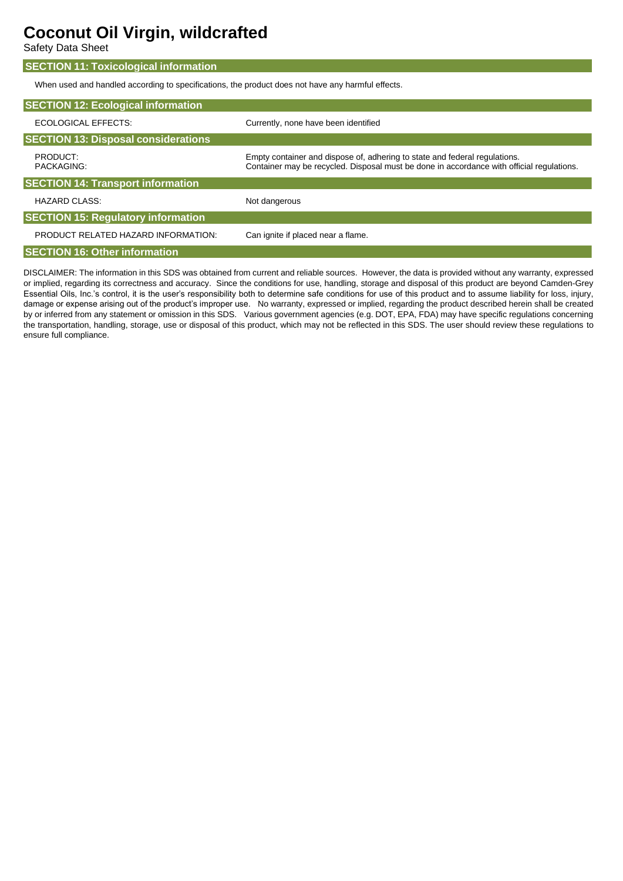# Coconut Oil Virgin, wildcrafted

Safety Data Sheet

## SECTION 11: Toxicological information

When used and handled according to specifications, the product does not have any harmful effects.

## SECTION 12: Ecological information

| | |
|---|---|
| ECOLOGICAL EFFECTS: | Currently, none have been identified |

## SECTION 13: Disposal considerations

| | |
|---|---|
| PRODUCT: | Empty container and dispose of, adhering to state and federal regulations. |
| PACKAGING: | Container may be recycled. Disposal must be done in accordance with official regulations. |

## SECTION 14: Transport information

| | |
|---|---|
| HAZARD CLASS: | Not dangerous |

## SECTION 15: Regulatory information

| | |
|---|---|
| PRODUCT RELATED HAZARD INFORMATION: | Can ignite if placed near a flame. |

## SECTION 16: Other information

DISCLAIMER: The information in this SDS was obtained from current and reliable sources. However, the data is provided without any warranty, expressed or implied, regarding its correctness and accuracy. Since the conditions for use, handling, storage and disposal of this product are beyond Camden-Grey Essential Oils, Inc.'s control, it is the user's responsibility both to determine safe conditions for use of this product and to assume liability for loss, injury, damage or expense arising out of the product's improper use. No warranty, expressed or implied, regarding the product described herein shall be created by or inferred from any statement or omission in this SDS. Various government agencies (e.g. DOT, EPA, FDA) may have specific regulations concerning the transportation, handling, storage, use or disposal of this product, which may not be reflected in this SDS. The user should review these regulations to ensure full compliance.